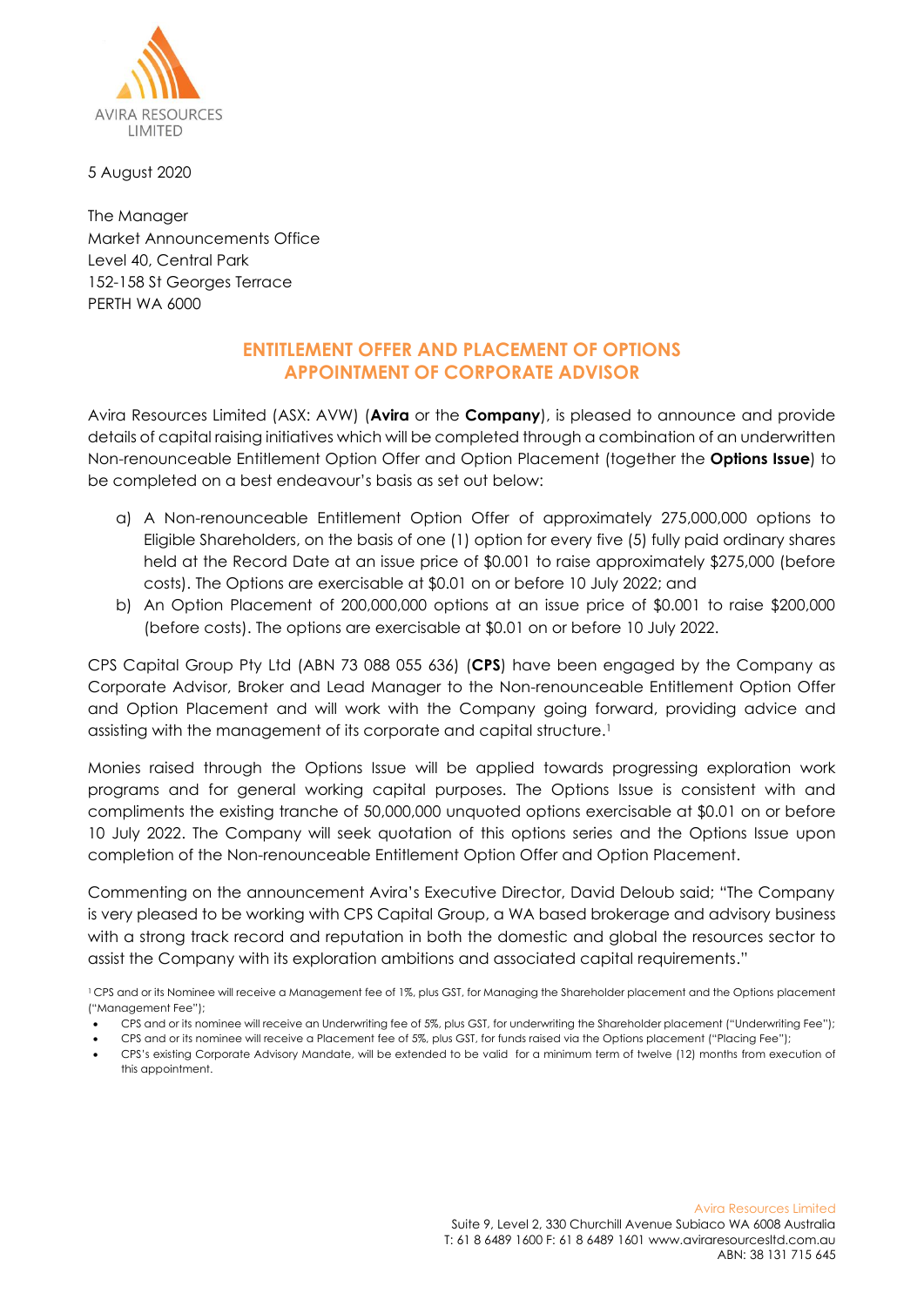AVIRA RESOURCES LIMITED

5 August 2020

The Manager
Market Announcements Office
Level 40, Central Park
152-158 St Georges Terrace
PERTH WA 6000

## ENTITLEMENT OFFER AND PLACEMENT OF OPTIONS
## APPOINTMENT OF CORPORATE ADVISOR

Avira Resources Limited (ASX: AVW) (**Avira** or the **Company**), is pleased to announce and provide details of capital raising initiatives which will be completed through a combination of an underwritten Non-renounceable Entitlement Option Offer and Option Placement (together the **Options Issue**) to be completed on a best endeavour's basis as set out below:

a) A Non-renounceable Entitlement Option Offer of approximately 275,000,000 options to Eligible Shareholders, on the basis of one (1) option for every five (5) fully paid ordinary shares held at the Record Date at an issue price of $0.001 to raise approximately $275,000 (before costs). The Options are exercisable at $0.01 on or before 10 July 2022; and
b) An Option Placement of 200,000,000 options at an issue price of $0.001 to raise $200,000 (before costs). The options are exercisable at $0.01 on or before 10 July 2022.

CPS Capital Group Pty Ltd (ABN 73 088 055 636) (**CPS**) have been engaged by the Company as Corporate Advisor, Broker and Lead Manager to the Non-renounceable Entitlement Option Offer and Option Placement and will work with the Company going forward, providing advice and assisting with the management of its corporate and capital structure.[1]

Monies raised through the Options Issue will be applied towards progressing exploration work programs and for general working capital purposes. The Options Issue is consistent with and compliments the existing tranche of 50,000,000 unquoted options exercisable at $0.01 on or before 10 July 2022. The Company will seek quotation of this options series and the Options Issue upon completion of the Non-renounceable Entitlement Option Offer and Option Placement.

Commenting on the announcement Avira's Executive Director, David Deloub said; "The Company is very pleased to be working with CPS Capital Group, a WA based brokerage and advisory business with a strong track record and reputation in both the domestic and global the resources sector to assist the Company with its exploration ambitions and associated capital requirements."

[1] CPS and or its Nominee will receive a Management fee of 1%, plus GST, for Managing the Shareholder placement and the Options placement ("Management Fee");

- CPS and or its nominee will receive an Underwriting fee of 5%, plus GST, for underwriting the Shareholder placement ("Underwriting Fee");
- CPS and or its nominee will receive a Placement fee of 5%, plus GST, for funds raised via the Options placement ("Placing Fee");
- CPS's existing Corporate Advisory Mandate, will be extended to be valid for a minimum term of twelve (12) months from execution of this appointment.

Avira Resources Limited
Suite 9, Level 2, 330 Churchill Avenue Subiaco WA 6008 Australia
T: 61 8 6489 1600 F: 61 8 6489 1601 www.aviraresourcesltd.com.au
ABN: 38 131 715 645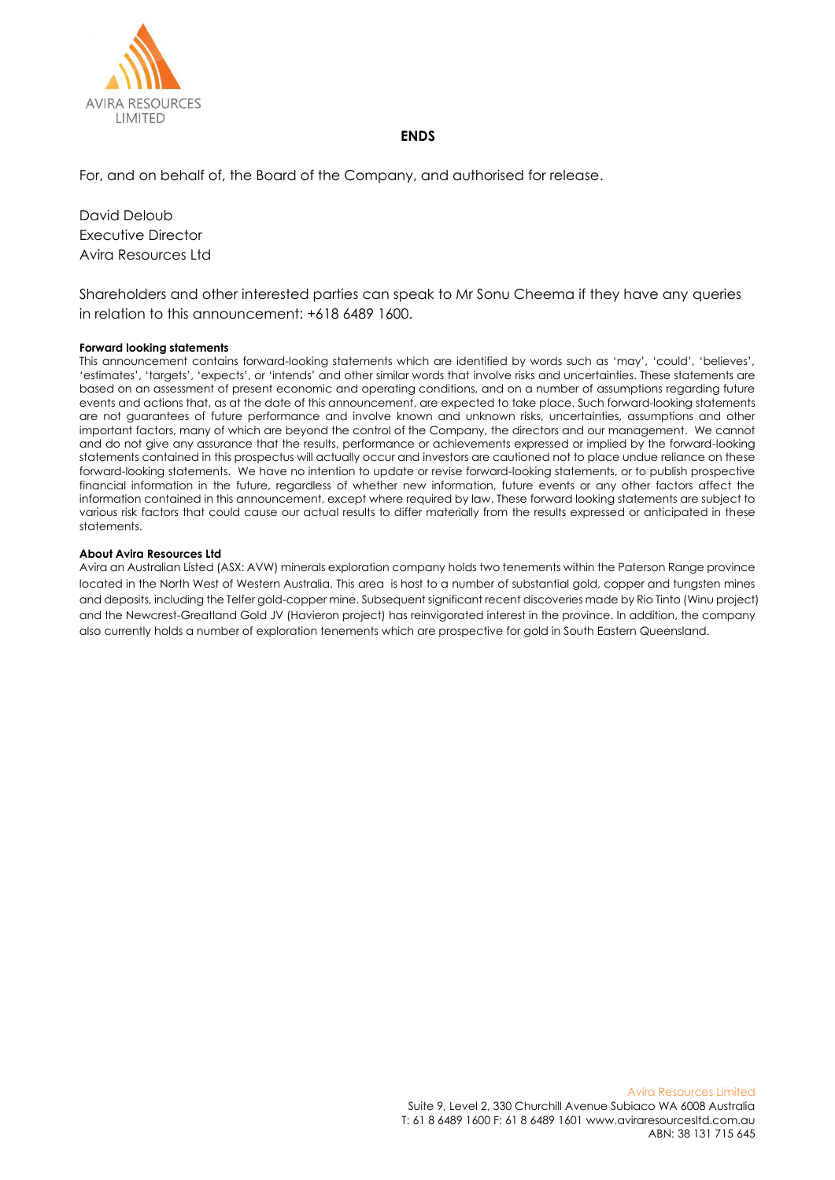**ENDS**

For, and on behalf of, the Board of the Company, and authorised for release.

David Deloub
Executive Director
Avira Resources Ltd

Shareholders and other interested parties can speak to Mr Sonu Cheema if they have any queries in relation to this announcement: +618 6489 1600.

**Forward looking statements**

This announcement contains forward-looking statements which are identified by words such as 'may', 'could', 'believes', 'estimates', 'targets', 'expects', or 'intends' and other similar words that involve risks and uncertainties. These statements are based on an assessment of present economic and operating conditions, and on a number of assumptions regarding future events and actions that, as at the date of this announcement, are expected to take place. Such forward-looking statements are not guarantees of future performance and involve known and unknown risks, uncertainties, assumptions and other important factors, many of which are beyond the control of the Company, the directors and our management. We cannot and do not give any assurance that the results, performance or achievements expressed or implied by the forward-looking statements contained in this prospectus will actually occur and investors are cautioned not to place undue reliance on these forward-looking statements. We have no intention to update or revise forward-looking statements, or to publish prospective financial information in the future, regardless of whether new information, future events or any other factors affect the information contained in this announcement, except where required by law. These forward looking statements are subject to various risk factors that could cause our actual results to differ materially from the results expressed or anticipated in these statements.

**About Avira Resources Ltd**

Avira an Australian Listed (ASX: AVW) minerals exploration company holds two tenements within the Paterson Range province located in the North West of Western Australia. This area is host to a number of substantial gold, copper and tungsten mines and deposits, including the Telfer gold-copper mine. Subsequent significant recent discoveries made by Rio Tinto (Winu project) and the Newcrest-Greatland Gold JV (Havieron project) has reinvigorated interest in the province. In addition, the company also currently holds a number of exploration tenements which are prospective for gold in South Eastern Queensland.